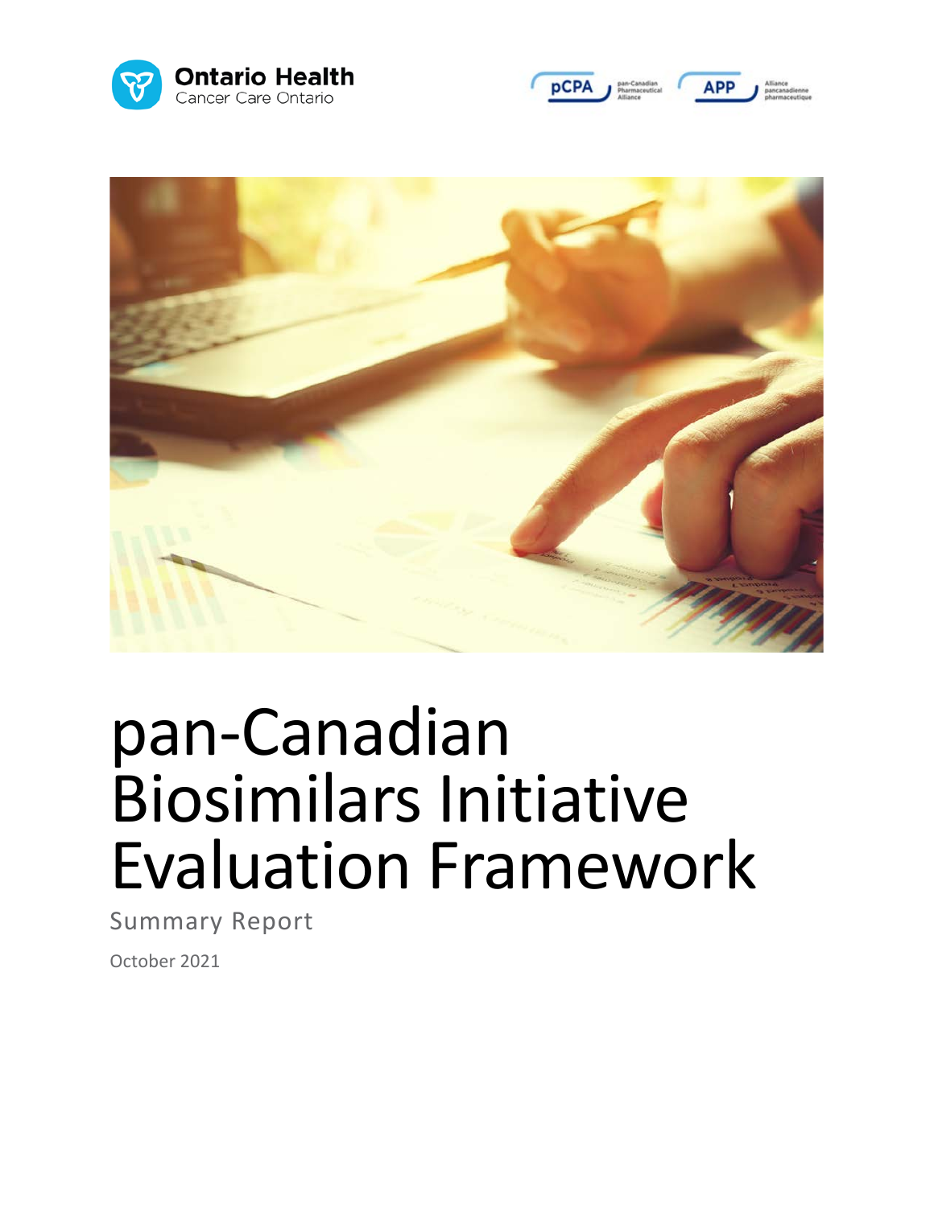Ontario Health
Cancer Care Ontario

pCPA pan-Canadian Pharmaceutical Alliance

APP Alliance pancanadienne pharmaceutique

# pan-Canadian Biosimilars Initiative Evaluation Framework

Summary Report

October 2021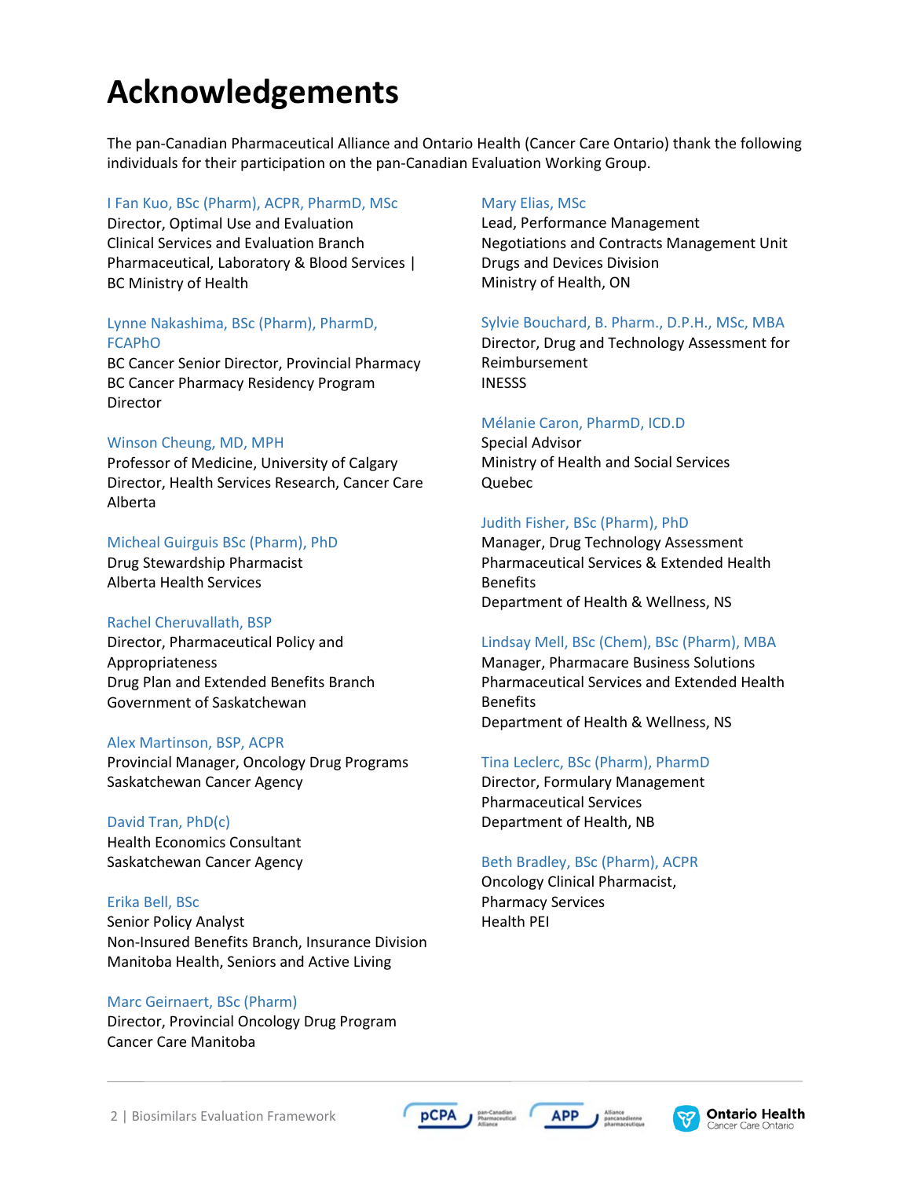# Acknowledgements

The pan-Canadian Pharmaceutical Alliance and Ontario Health (Cancer Care Ontario) thank the following individuals for their participation on the pan-Canadian Evaluation Working Group.

I Fan Kuo, BSc (Pharm), ACPR, PharmD, MSc
Director, Optimal Use and Evaluation
Clinical Services and Evaluation Branch
Pharmaceutical, Laboratory & Blood Services | BC Ministry of Health

Lynne Nakashima, BSc (Pharm), PharmD, FCAPhO
BC Cancer Senior Director, Provincial Pharmacy
BC Cancer Pharmacy Residency Program Director

Winson Cheung, MD, MPH
Professor of Medicine, University of Calgary
Director, Health Services Research, Cancer Care Alberta

Micheal Guirguis BSc (Pharm), PhD
Drug Stewardship Pharmacist
Alberta Health Services

Rachel Cheruvallath, BSP
Director, Pharmaceutical Policy and Appropriateness
Drug Plan and Extended Benefits Branch
Government of Saskatchewan

Alex Martinson, BSP, ACPR
Provincial Manager, Oncology Drug Programs
Saskatchewan Cancer Agency

David Tran, PhD(c)
Health Economics Consultant
Saskatchewan Cancer Agency

Erika Bell, BSc
Senior Policy Analyst
Non-Insured Benefits Branch, Insurance Division
Manitoba Health, Seniors and Active Living

Marc Geirnaert, BSc (Pharm)
Director, Provincial Oncology Drug Program
Cancer Care Manitoba

Mary Elias, MSc
Lead, Performance Management
Negotiations and Contracts Management Unit
Drugs and Devices Division
Ministry of Health, ON

Sylvie Bouchard, B. Pharm., D.P.H., MSc, MBA
Director, Drug and Technology Assessment for Reimbursement
INESSS

Mélanie Caron, PharmD, ICD.D
Special Advisor
Ministry of Health and Social Services
Quebec

Judith Fisher, BSc (Pharm), PhD
Manager, Drug Technology Assessment
Pharmaceutical Services & Extended Health Benefits
Department of Health & Wellness, NS

Lindsay Mell, BSc (Chem), BSc (Pharm), MBA
Manager, Pharmacare Business Solutions
Pharmaceutical Services and Extended Health Benefits
Department of Health & Wellness, NS

Tina Leclerc, BSc (Pharm), PharmD
Director, Formulary Management
Pharmaceutical Services
Department of Health, NB

Beth Bradley, BSc (Pharm), ACPR
Oncology Clinical Pharmacist,
Pharmacy Services
Health PEI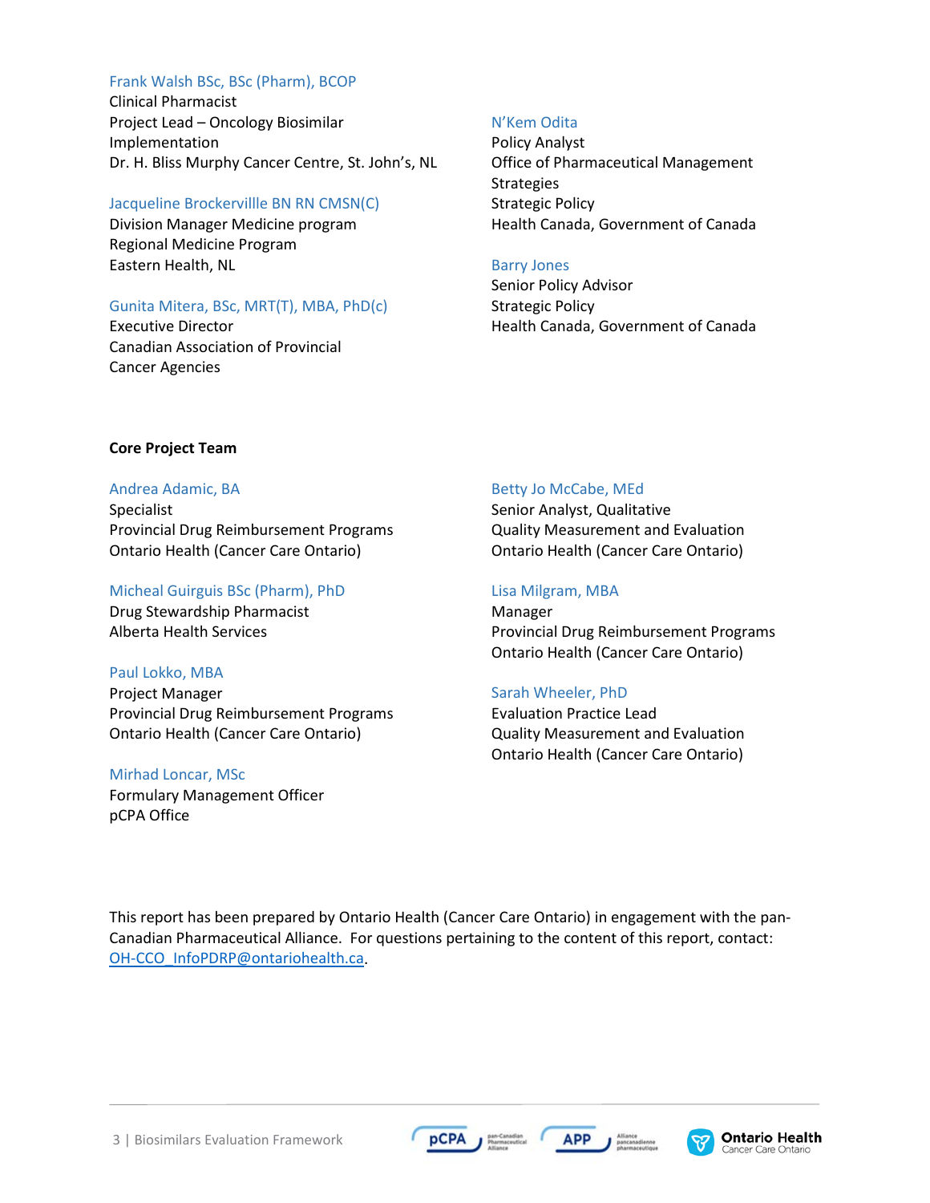Frank Walsh BSc, BSc (Pharm), BCOP
Clinical Pharmacist
Project Lead – Oncology Biosimilar Implementation
Dr. H. Bliss Murphy Cancer Centre, St. John's, NL

Jacqueline Brockervillle BN RN CMSN(C)
Division Manager Medicine program
Regional Medicine Program
Eastern Health, NL

Gunita Mitera, BSc, MRT(T), MBA, PhD(c)
Executive Director
Canadian Association of Provincial Cancer Agencies

N'Kem Odita
Policy Analyst
Office of Pharmaceutical Management Strategies
Strategic Policy
Health Canada, Government of Canada

Barry Jones
Senior Policy Advisor
Strategic Policy
Health Canada, Government of Canada

**Core Project Team**

Andrea Adamic, BA
Specialist
Provincial Drug Reimbursement Programs
Ontario Health (Cancer Care Ontario)

Micheal Guirguis BSc (Pharm), PhD
Drug Stewardship Pharmacist
Alberta Health Services

Paul Lokko, MBA
Project Manager
Provincial Drug Reimbursement Programs
Ontario Health (Cancer Care Ontario)

Mirhad Loncar, MSc
Formulary Management Officer
pCPA Office

Betty Jo McCabe, MEd
Senior Analyst, Qualitative
Quality Measurement and Evaluation
Ontario Health (Cancer Care Ontario)

Lisa Milgram, MBA
Manager
Provincial Drug Reimbursement Programs
Ontario Health (Cancer Care Ontario)

Sarah Wheeler, PhD
Evaluation Practice Lead
Quality Measurement and Evaluation
Ontario Health (Cancer Care Ontario)

This report has been prepared by Ontario Health (Cancer Care Ontario) in engagement with the pan-Canadian Pharmaceutical Alliance. For questions pertaining to the content of this report, contact: OH-CCO_InfoPDRP@ontariohealth.ca.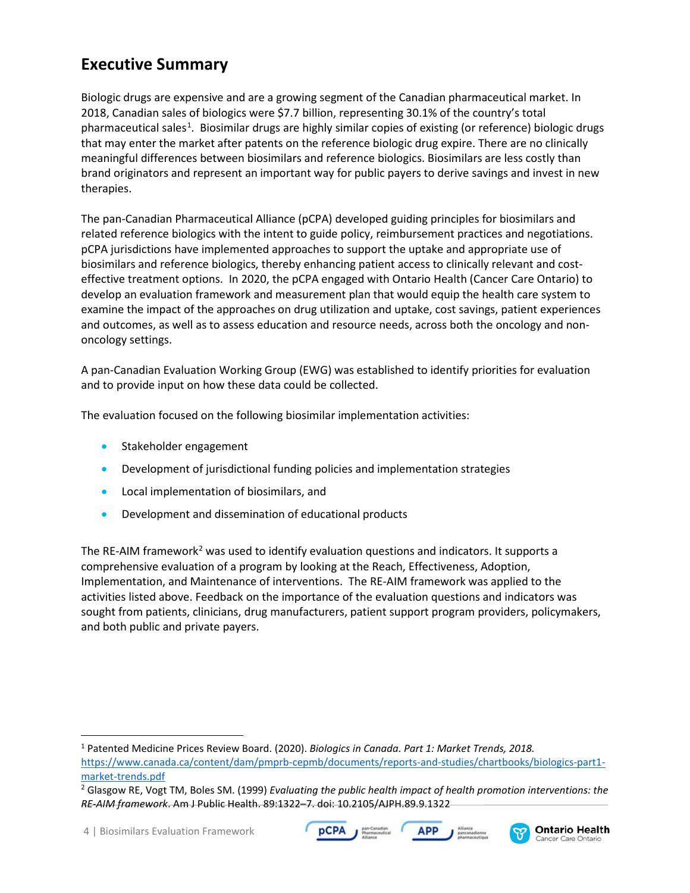## Executive Summary

Biologic drugs are expensive and are a growing segment of the Canadian pharmaceutical market. In 2018, Canadian sales of biologics were $7.7 billion, representing 30.1% of the country's total pharmaceutical sales[1]. Biosimilar drugs are highly similar copies of existing (or reference) biologic drugs that may enter the market after patents on the reference biologic drug expire. There are no clinically meaningful differences between biosimilars and reference biologics. Biosimilars are less costly than brand originators and represent an important way for public payers to derive savings and invest in new therapies.

The pan-Canadian Pharmaceutical Alliance (pCPA) developed guiding principles for biosimilars and related reference biologics with the intent to guide policy, reimbursement practices and negotiations. pCPA jurisdictions have implemented approaches to support the uptake and appropriate use of biosimilars and reference biologics, thereby enhancing patient access to clinically relevant and cost-effective treatment options. In 2020, the pCPA engaged with Ontario Health (Cancer Care Ontario) to develop an evaluation framework and measurement plan that would equip the health care system to examine the impact of the approaches on drug utilization and uptake, cost savings, patient experiences and outcomes, as well as to assess education and resource needs, across both the oncology and non-oncology settings.

A pan-Canadian Evaluation Working Group (EWG) was established to identify priorities for evaluation and to provide input on how these data could be collected.

The evaluation focused on the following biosimilar implementation activities:

- Stakeholder engagement
- Development of jurisdictional funding policies and implementation strategies
- Local implementation of biosimilars, and
- Development and dissemination of educational products

The RE-AIM framework[2] was used to identify evaluation questions and indicators. It supports a comprehensive evaluation of a program by looking at the Reach, Effectiveness, Adoption, Implementation, and Maintenance of interventions. The RE-AIM framework was applied to the activities listed above. Feedback on the importance of the evaluation questions and indicators was sought from patients, clinicians, drug manufacturers, patient support program providers, policymakers, and both public and private payers.

---

[1] Patented Medicine Prices Review Board. (2020). *Biologics in Canada. Part 1: Market Trends, 2018.* https://www.canada.ca/content/dam/pmprb-cepmb/documents/reports-and-studies/chartbooks/biologics-part1-market-trends.pdf

[2] Glasgow RE, Vogt TM, Boles SM. (1999) *Evaluating the public health impact of health promotion interventions: the RE-AIM framework*. Am J Public Health. 89:1322–7. doi: 10.2105/AJPH.89.9.1322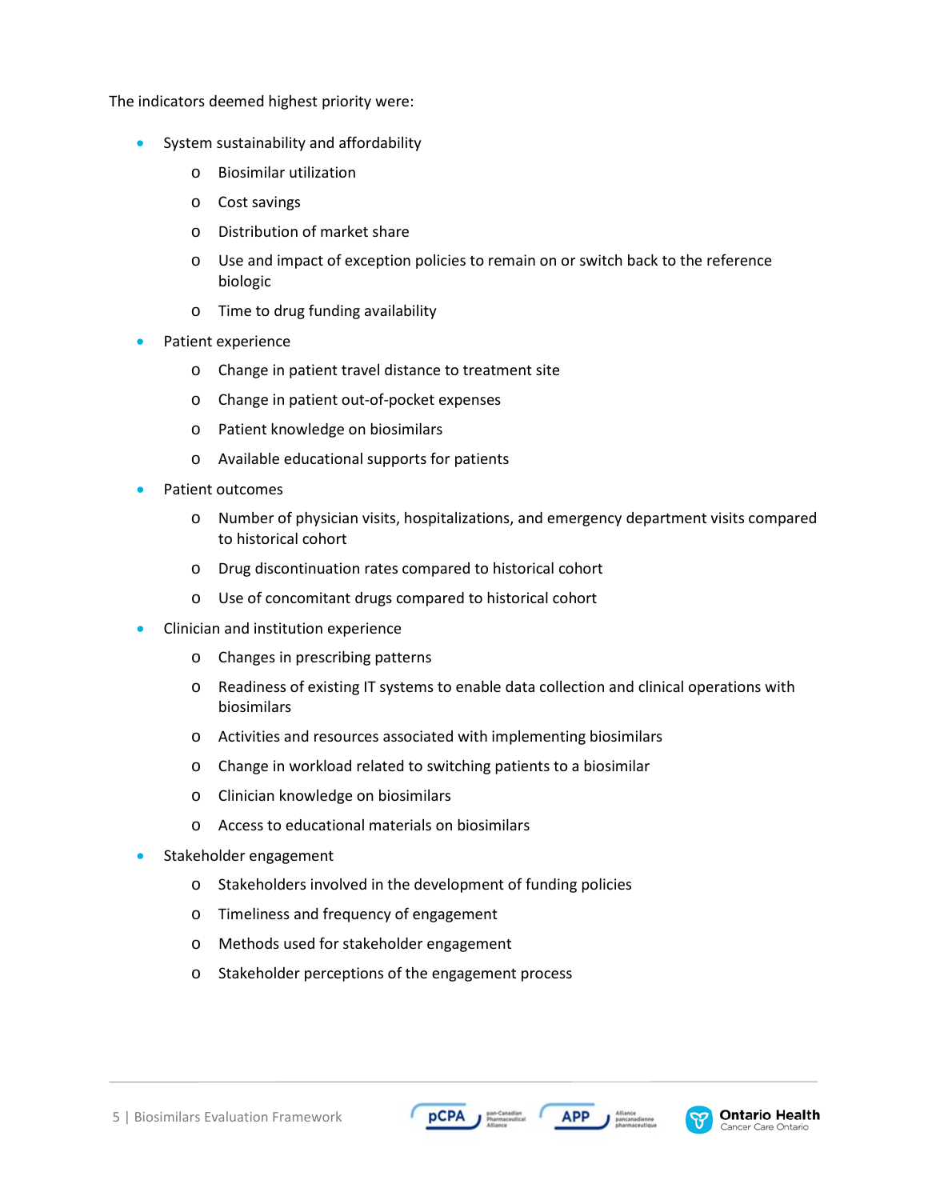The indicators deemed highest priority were:

- System sustainability and affordability
    - Biosimilar utilization
    - Cost savings
    - Distribution of market share
    - Use and impact of exception policies to remain on or switch back to the reference biologic
    - Time to drug funding availability
- Patient experience
    - Change in patient travel distance to treatment site
    - Change in patient out-of-pocket expenses
    - Patient knowledge on biosimilars
    - Available educational supports for patients
- Patient outcomes
    - Number of physician visits, hospitalizations, and emergency department visits compared to historical cohort
    - Drug discontinuation rates compared to historical cohort
    - Use of concomitant drugs compared to historical cohort
- Clinician and institution experience
    - Changes in prescribing patterns
    - Readiness of existing IT systems to enable data collection and clinical operations with biosimilars
    - Activities and resources associated with implementing biosimilars
    - Change in workload related to switching patients to a biosimilar
    - Clinician knowledge on biosimilars
    - Access to educational materials on biosimilars
- Stakeholder engagement
    - Stakeholders involved in the development of funding policies
    - Timeliness and frequency of engagement
    - Methods used for stakeholder engagement
    - Stakeholder perceptions of the engagement process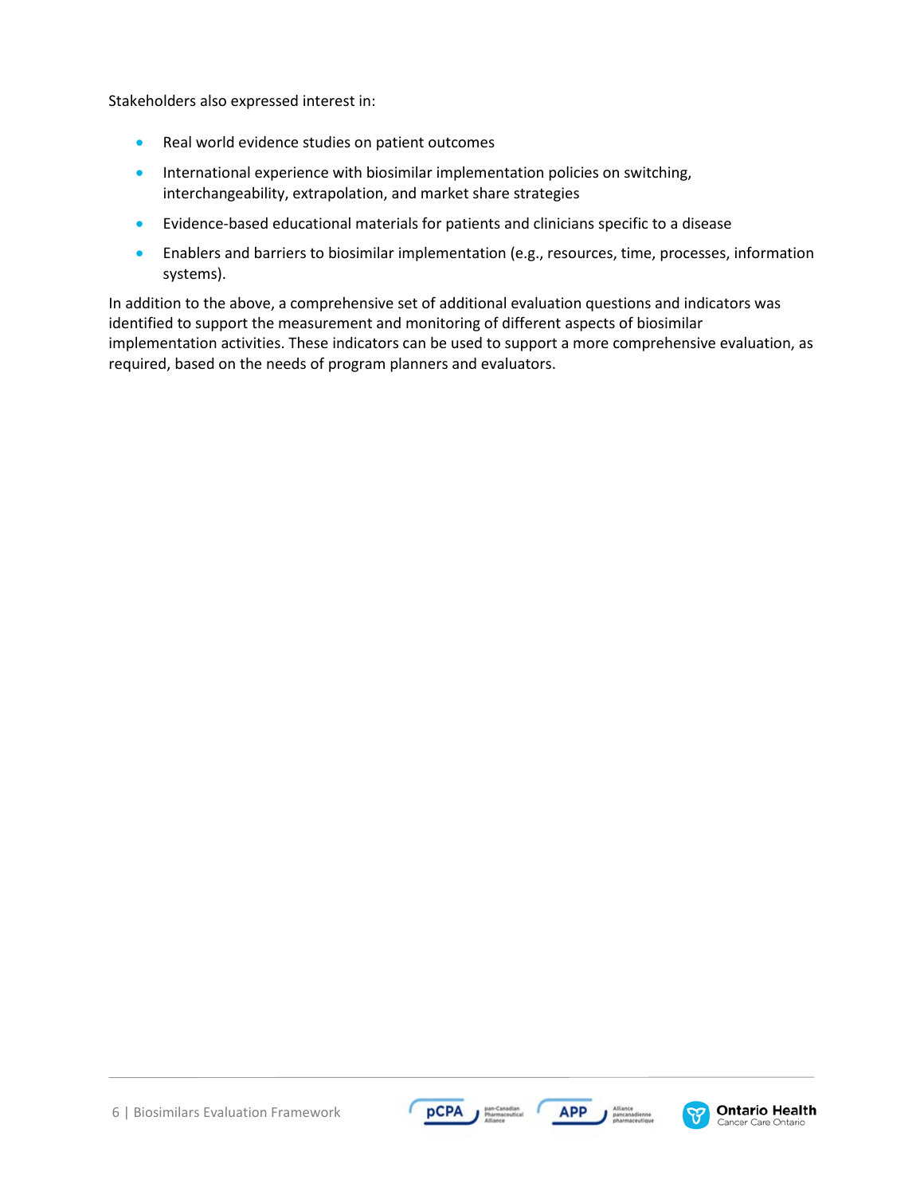Stakeholders also expressed interest in:

- Real world evidence studies on patient outcomes
- International experience with biosimilar implementation policies on switching, interchangeability, extrapolation, and market share strategies
- Evidence-based educational materials for patients and clinicians specific to a disease
- Enablers and barriers to biosimilar implementation (e.g., resources, time, processes, information systems).

In addition to the above, a comprehensive set of additional evaluation questions and indicators was identified to support the measurement and monitoring of different aspects of biosimilar implementation activities. These indicators can be used to support a more comprehensive evaluation, as required, based on the needs of program planners and evaluators.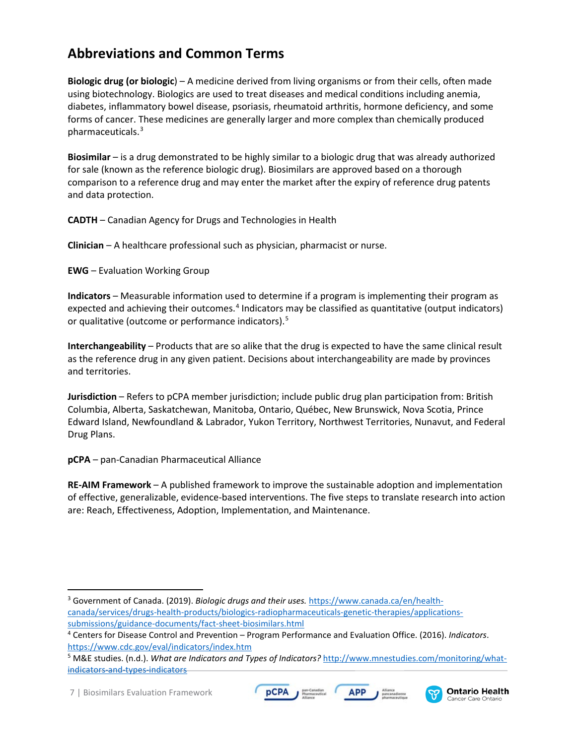## Abbreviations and Common Terms

**Biologic drug (or biologic)** – A medicine derived from living organisms or from their cells, often made using biotechnology. Biologics are used to treat diseases and medical conditions including anemia, diabetes, inflammatory bowel disease, psoriasis, rheumatoid arthritis, hormone deficiency, and some forms of cancer. These medicines are generally larger and more complex than chemically produced pharmaceuticals.[3]

**Biosimilar** – is a drug demonstrated to be highly similar to a biologic drug that was already authorized for sale (known as the reference biologic drug). Biosimilars are approved based on a thorough comparison to a reference drug and may enter the market after the expiry of reference drug patents and data protection.

**CADTH** – Canadian Agency for Drugs and Technologies in Health

**Clinician** – A healthcare professional such as physician, pharmacist or nurse.

**EWG** – Evaluation Working Group

**Indicators** – Measurable information used to determine if a program is implementing their program as expected and achieving their outcomes.[4] Indicators may be classified as quantitative (output indicators) or qualitative (outcome or performance indicators).[5]

**Interchangeability** – Products that are so alike that the drug is expected to have the same clinical result as the reference drug in any given patient. Decisions about interchangeability are made by provinces and territories.

**Jurisdiction** – Refers to pCPA member jurisdiction; include public drug plan participation from: British Columbia, Alberta, Saskatchewan, Manitoba, Ontario, Québec, New Brunswick, Nova Scotia, Prince Edward Island, Newfoundland & Labrador, Yukon Territory, Northwest Territories, Nunavut, and Federal Drug Plans.

**pCPA** – pan-Canadian Pharmaceutical Alliance

**RE-AIM Framework** – A published framework to improve the sustainable adoption and implementation of effective, generalizable, evidence-based interventions. The five steps to translate research into action are: Reach, Effectiveness, Adoption, Implementation, and Maintenance.

---

[3] Government of Canada. (2019). *Biologic drugs and their uses.* https://www.canada.ca/en/health-canada/services/drugs-health-products/biologics-radiopharmaceuticals-genetic-therapies/applications-submissions/guidance-documents/fact-sheet-biosimilars.html

[4] Centers for Disease Control and Prevention – Program Performance and Evaluation Office. (2016). *Indicators*. https://www.cdc.gov/eval/indicators/index.htm

[5] M&E studies. (n.d.). *What are Indicators and Types of Indicators?* http://www.mnestudies.com/monitoring/what-indicators-and-types-indicators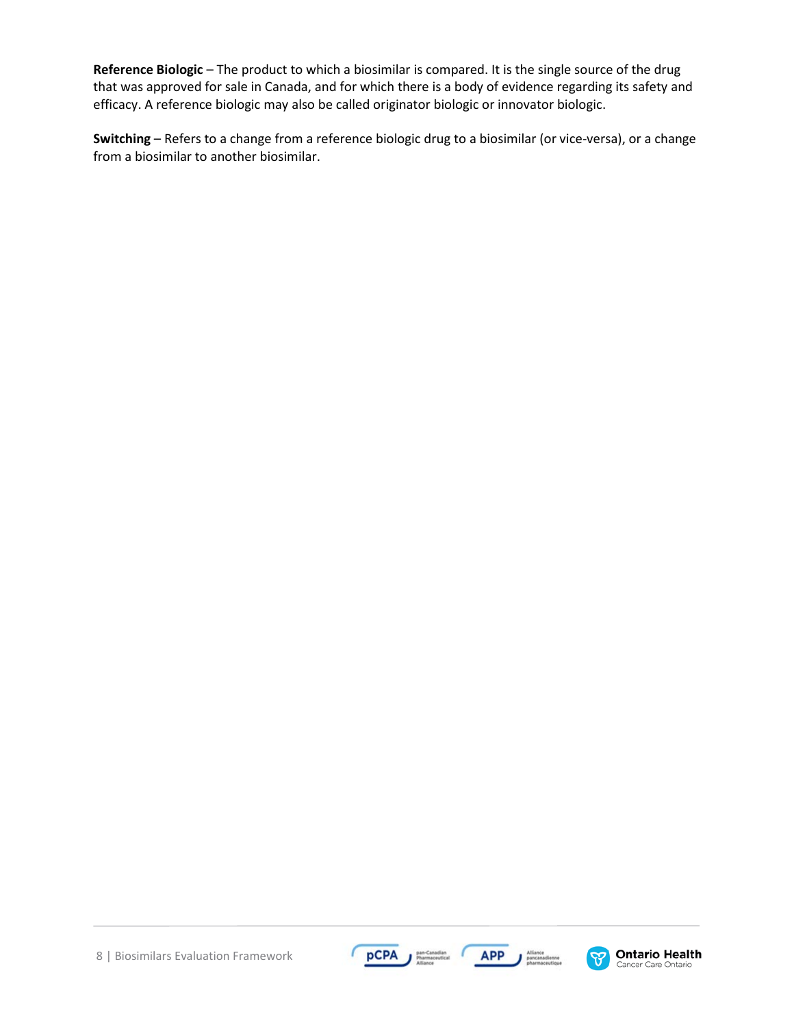**Reference Biologic** – The product to which a biosimilar is compared. It is the single source of the drug that was approved for sale in Canada, and for which there is a body of evidence regarding its safety and efficacy. A reference biologic may also be called originator biologic or innovator biologic.

**Switching** – Refers to a change from a reference biologic drug to a biosimilar (or vice-versa), or a change from a biosimilar to another biosimilar.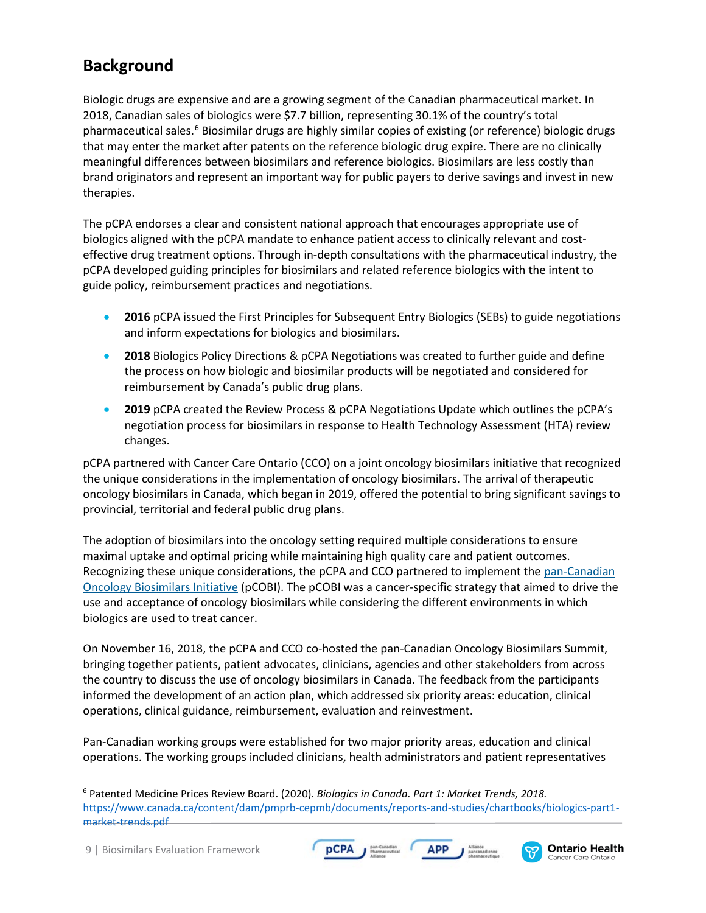## Background

Biologic drugs are expensive and are a growing segment of the Canadian pharmaceutical market. In 2018, Canadian sales of biologics were $7.7 billion, representing 30.1% of the country's total pharmaceutical sales.[6] Biosimilar drugs are highly similar copies of existing (or reference) biologic drugs that may enter the market after patents on the reference biologic drug expire. There are no clinically meaningful differences between biosimilars and reference biologics. Biosimilars are less costly than brand originators and represent an important way for public payers to derive savings and invest in new therapies.

The pCPA endorses a clear and consistent national approach that encourages appropriate use of biologics aligned with the pCPA mandate to enhance patient access to clinically relevant and cost-effective drug treatment options. Through in-depth consultations with the pharmaceutical industry, the pCPA developed guiding principles for biosimilars and related reference biologics with the intent to guide policy, reimbursement practices and negotiations.

- **2016** pCPA issued the First Principles for Subsequent Entry Biologics (SEBs) to guide negotiations and inform expectations for biologics and biosimilars.
- **2018** Biologics Policy Directions & pCPA Negotiations was created to further guide and define the process on how biologic and biosimilar products will be negotiated and considered for reimbursement by Canada's public drug plans.
- **2019** pCPA created the Review Process & pCPA Negotiations Update which outlines the pCPA's negotiation process for biosimilars in response to Health Technology Assessment (HTA) review changes.

pCPA partnered with Cancer Care Ontario (CCO) on a joint oncology biosimilars initiative that recognized the unique considerations in the implementation of oncology biosimilars. The arrival of therapeutic oncology biosimilars in Canada, which began in 2019, offered the potential to bring significant savings to provincial, territorial and federal public drug plans.

The adoption of biosimilars into the oncology setting required multiple considerations to ensure maximal uptake and optimal pricing while maintaining high quality care and patient outcomes. Recognizing these unique considerations, the pCPA and CCO partnered to implement the pan-Canadian Oncology Biosimilars Initiative (pCOBI). The pCOBI was a cancer-specific strategy that aimed to drive the use and acceptance of oncology biosimilars while considering the different environments in which biologics are used to treat cancer.

On November 16, 2018, the pCPA and CCO co-hosted the pan-Canadian Oncology Biosimilars Summit, bringing together patients, patient advocates, clinicians, agencies and other stakeholders from across the country to discuss the use of oncology biosimilars in Canada. The feedback from the participants informed the development of an action plan, which addressed six priority areas: education, clinical operations, clinical guidance, reimbursement, evaluation and reinvestment.

Pan-Canadian working groups were established for two major priority areas, education and clinical operations. The working groups included clinicians, health administrators and patient representatives

---

[6] Patented Medicine Prices Review Board. (2020). *Biologics in Canada. Part 1: Market Trends, 2018.* https://www.canada.ca/content/dam/pmprb-cepmb/documents/reports-and-studies/chartbooks/biologics-part1-market-trends.pdf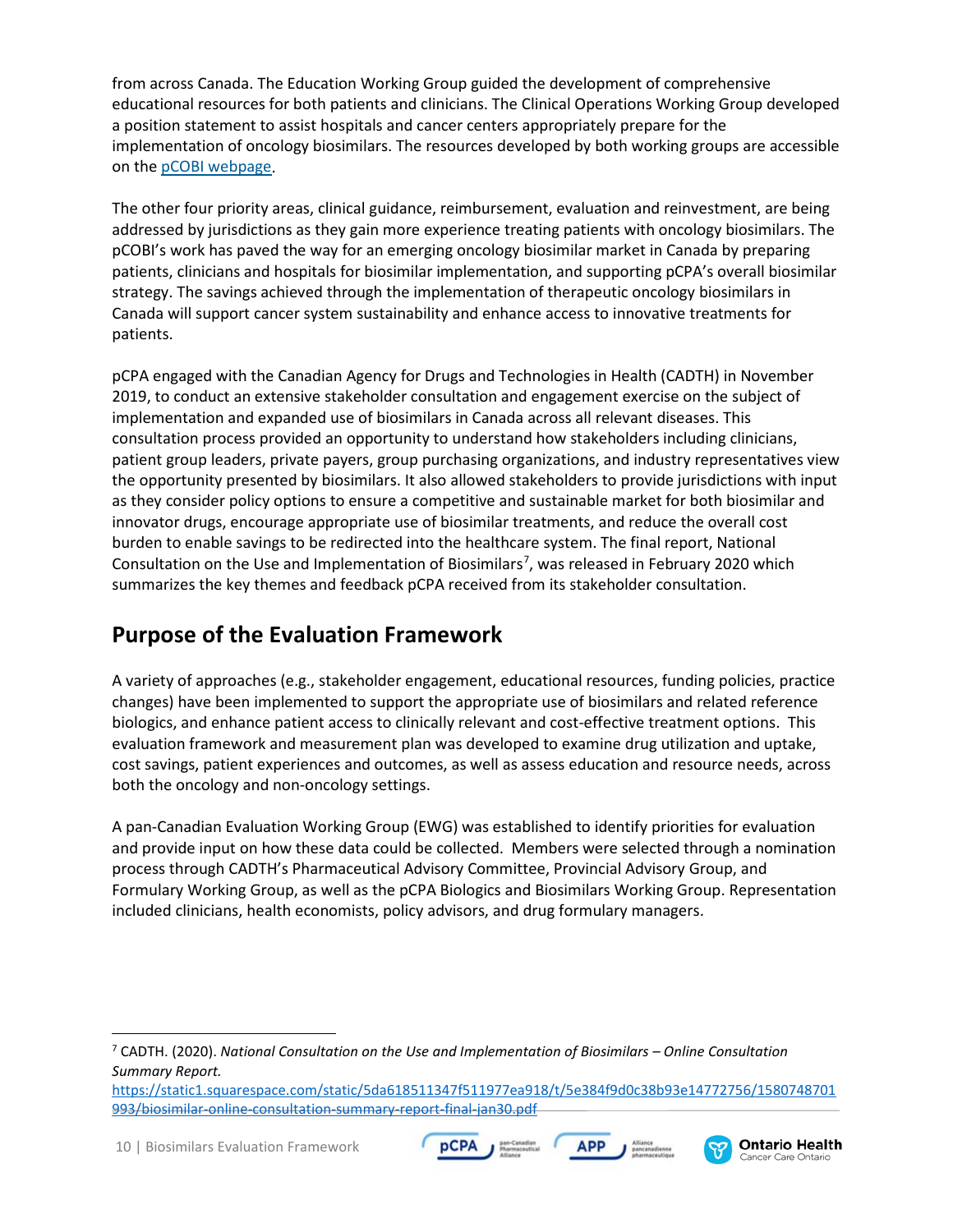from across Canada. The Education Working Group guided the development of comprehensive educational resources for both patients and clinicians. The Clinical Operations Working Group developed a position statement to assist hospitals and cancer centers appropriately prepare for the implementation of oncology biosimilars. The resources developed by both working groups are accessible on the [pCOBI webpage](pCOBI webpage).

The other four priority areas, clinical guidance, reimbursement, evaluation and reinvestment, are being addressed by jurisdictions as they gain more experience treating patients with oncology biosimilars. The pCOBI's work has paved the way for an emerging oncology biosimilar market in Canada by preparing patients, clinicians and hospitals for biosimilar implementation, and supporting pCPA's overall biosimilar strategy. The savings achieved through the implementation of therapeutic oncology biosimilars in Canada will support cancer system sustainability and enhance access to innovative treatments for patients.

pCPA engaged with the Canadian Agency for Drugs and Technologies in Health (CADTH) in November 2019, to conduct an extensive stakeholder consultation and engagement exercise on the subject of implementation and expanded use of biosimilars in Canada across all relevant diseases. This consultation process provided an opportunity to understand how stakeholders including clinicians, patient group leaders, private payers, group purchasing organizations, and industry representatives view the opportunity presented by biosimilars. It also allowed stakeholders to provide jurisdictions with input as they consider policy options to ensure a competitive and sustainable market for both biosimilar and innovator drugs, encourage appropriate use of biosimilar treatments, and reduce the overall cost burden to enable savings to be redirected into the healthcare system. The final report, National Consultation on the Use and Implementation of Biosimilars[7], was released in February 2020 which summarizes the key themes and feedback pCPA received from its stakeholder consultation.

## Purpose of the Evaluation Framework

A variety of approaches (e.g., stakeholder engagement, educational resources, funding policies, practice changes) have been implemented to support the appropriate use of biosimilars and related reference biologics, and enhance patient access to clinically relevant and cost-effective treatment options. This evaluation framework and measurement plan was developed to examine drug utilization and uptake, cost savings, patient experiences and outcomes, as well as assess education and resource needs, across both the oncology and non-oncology settings.

A pan-Canadian Evaluation Working Group (EWG) was established to identify priorities for evaluation and provide input on how these data could be collected. Members were selected through a nomination process through CADTH's Pharmaceutical Advisory Committee, Provincial Advisory Group, and Formulary Working Group, as well as the pCPA Biologics and Biosimilars Working Group. Representation included clinicians, health economists, policy advisors, and drug formulary managers.

---

[7] CADTH. (2020). *National Consultation on the Use and Implementation of Biosimilars – Online Consultation Summary Report.* https://static1.squarespace.com/static/5da618511347f511977ea918/t/5e384f9d0c38b93e14772756/1580748701993/biosimilar-online-consultation-summary-report-final-jan30.pdf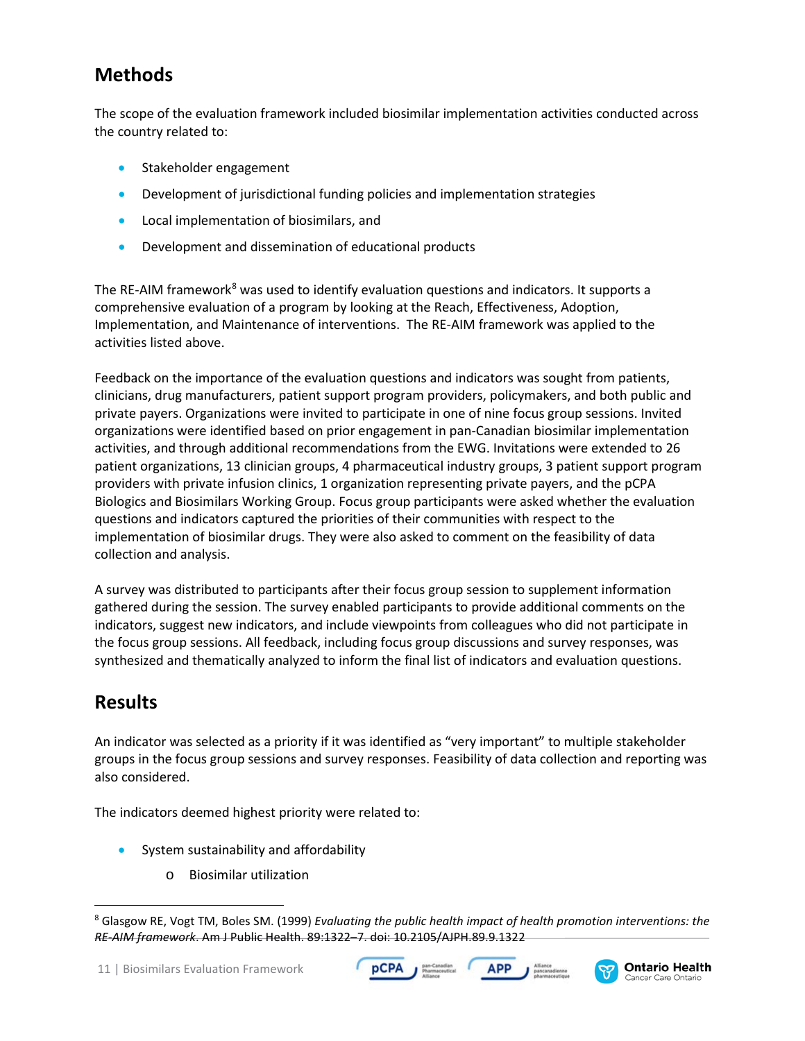## Methods

The scope of the evaluation framework included biosimilar implementation activities conducted across the country related to:

- Stakeholder engagement
- Development of jurisdictional funding policies and implementation strategies
- Local implementation of biosimilars, and
- Development and dissemination of educational products

The RE-AIM framework[8] was used to identify evaluation questions and indicators. It supports a comprehensive evaluation of a program by looking at the Reach, Effectiveness, Adoption, Implementation, and Maintenance of interventions. The RE-AIM framework was applied to the activities listed above.

Feedback on the importance of the evaluation questions and indicators was sought from patients, clinicians, drug manufacturers, patient support program providers, policymakers, and both public and private payers. Organizations were invited to participate in one of nine focus group sessions. Invited organizations were identified based on prior engagement in pan-Canadian biosimilar implementation activities, and through additional recommendations from the EWG. Invitations were extended to 26 patient organizations, 13 clinician groups, 4 pharmaceutical industry groups, 3 patient support program providers with private infusion clinics, 1 organization representing private payers, and the pCPA Biologics and Biosimilars Working Group. Focus group participants were asked whether the evaluation questions and indicators captured the priorities of their communities with respect to the implementation of biosimilar drugs. They were also asked to comment on the feasibility of data collection and analysis.

A survey was distributed to participants after their focus group session to supplement information gathered during the session. The survey enabled participants to provide additional comments on the indicators, suggest new indicators, and include viewpoints from colleagues who did not participate in the focus group sessions. All feedback, including focus group discussions and survey responses, was synthesized and thematically analyzed to inform the final list of indicators and evaluation questions.

## Results

An indicator was selected as a priority if it was identified as "very important" to multiple stakeholder groups in the focus group sessions and survey responses. Feasibility of data collection and reporting was also considered.

The indicators deemed highest priority were related to:

- System sustainability and affordability
    - Biosimilar utilization

[8] Glasgow RE, Vogt TM, Boles SM. (1999) *Evaluating the public health impact of health promotion interventions: the RE-AIM framework*. Am J Public Health. 89:1322–7. doi: 10.2105/AJPH.89.9.1322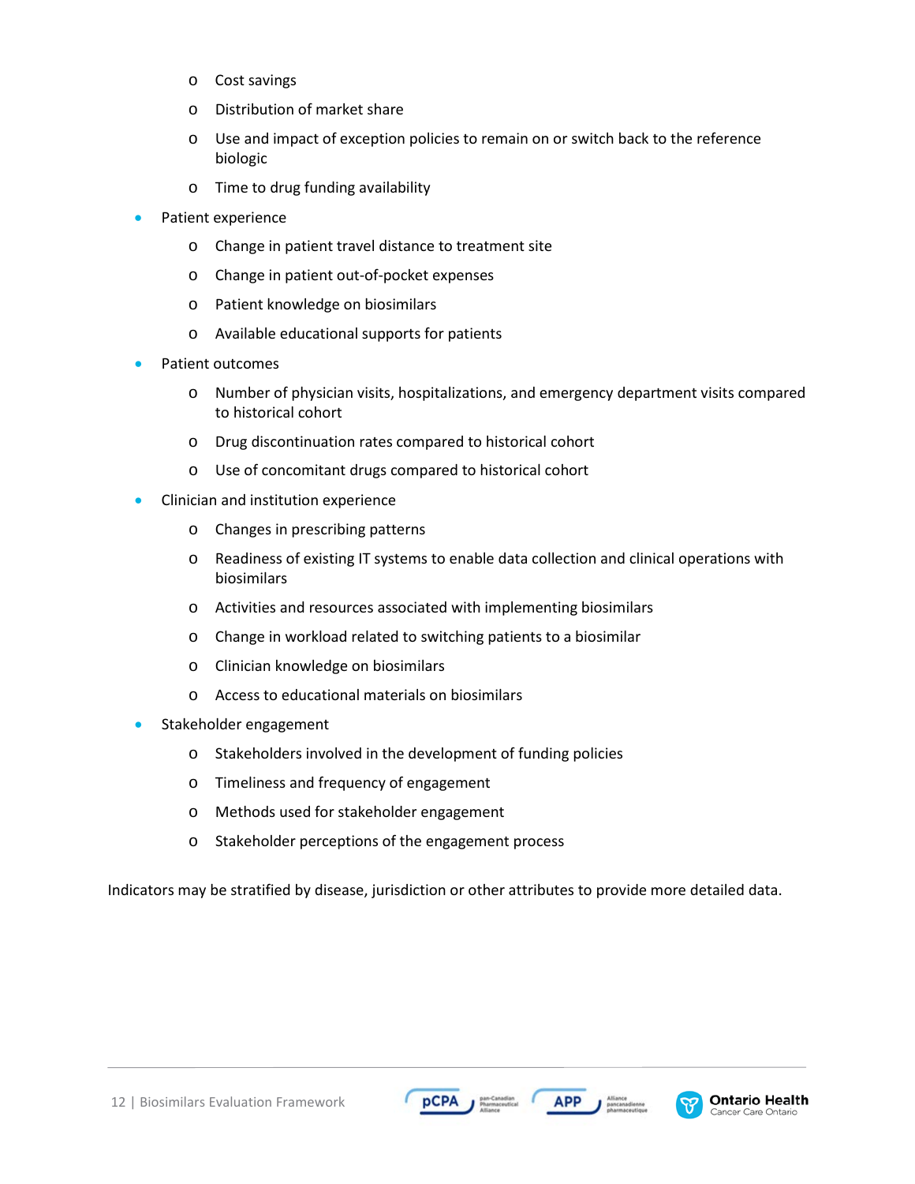- Cost savings
    - Distribution of market share
    - Use and impact of exception policies to remain on or switch back to the reference biologic
    - Time to drug funding availability
- Patient experience
    - Change in patient travel distance to treatment site
    - Change in patient out-of-pocket expenses
    - Patient knowledge on biosimilars
    - Available educational supports for patients
- Patient outcomes
    - Number of physician visits, hospitalizations, and emergency department visits compared to historical cohort
    - Drug discontinuation rates compared to historical cohort
    - Use of concomitant drugs compared to historical cohort
- Clinician and institution experience
    - Changes in prescribing patterns
    - Readiness of existing IT systems to enable data collection and clinical operations with biosimilars
    - Activities and resources associated with implementing biosimilars
    - Change in workload related to switching patients to a biosimilar
    - Clinician knowledge on biosimilars
    - Access to educational materials on biosimilars
- Stakeholder engagement
    - Stakeholders involved in the development of funding policies
    - Timeliness and frequency of engagement
    - Methods used for stakeholder engagement
    - Stakeholder perceptions of the engagement process

Indicators may be stratified by disease, jurisdiction or other attributes to provide more detailed data.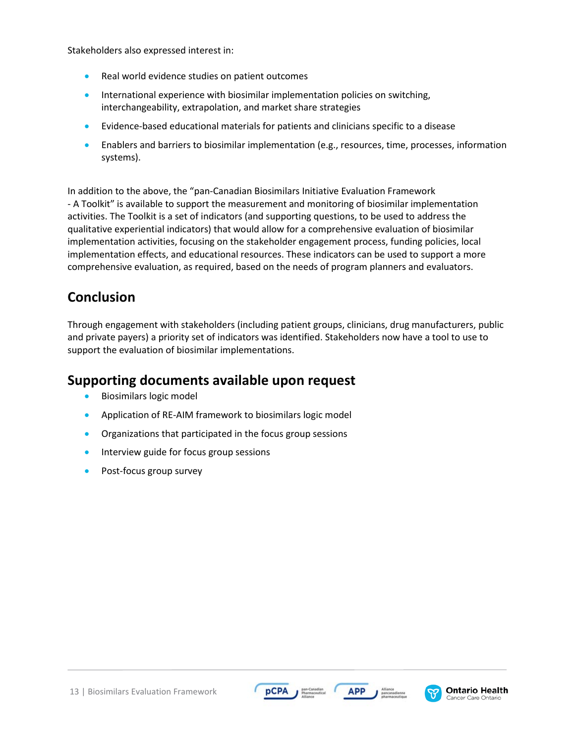Stakeholders also expressed interest in:

- Real world evidence studies on patient outcomes
- International experience with biosimilar implementation policies on switching, interchangeability, extrapolation, and market share strategies
- Evidence-based educational materials for patients and clinicians specific to a disease
- Enablers and barriers to biosimilar implementation (e.g., resources, time, processes, information systems).

In addition to the above, the "pan-Canadian Biosimilars Initiative Evaluation Framework - A Toolkit" is available to support the measurement and monitoring of biosimilar implementation activities. The Toolkit is a set of indicators (and supporting questions, to be used to address the qualitative experiential indicators) that would allow for a comprehensive evaluation of biosimilar implementation activities, focusing on the stakeholder engagement process, funding policies, local implementation effects, and educational resources. These indicators can be used to support a more comprehensive evaluation, as required, based on the needs of program planners and evaluators.

## Conclusion

Through engagement with stakeholders (including patient groups, clinicians, drug manufacturers, public and private payers) a priority set of indicators was identified. Stakeholders now have a tool to use to support the evaluation of biosimilar implementations.

## Supporting documents available upon request

- Biosimilars logic model
- Application of RE-AIM framework to biosimilars logic model
- Organizations that participated in the focus group sessions
- Interview guide for focus group sessions
- Post-focus group survey